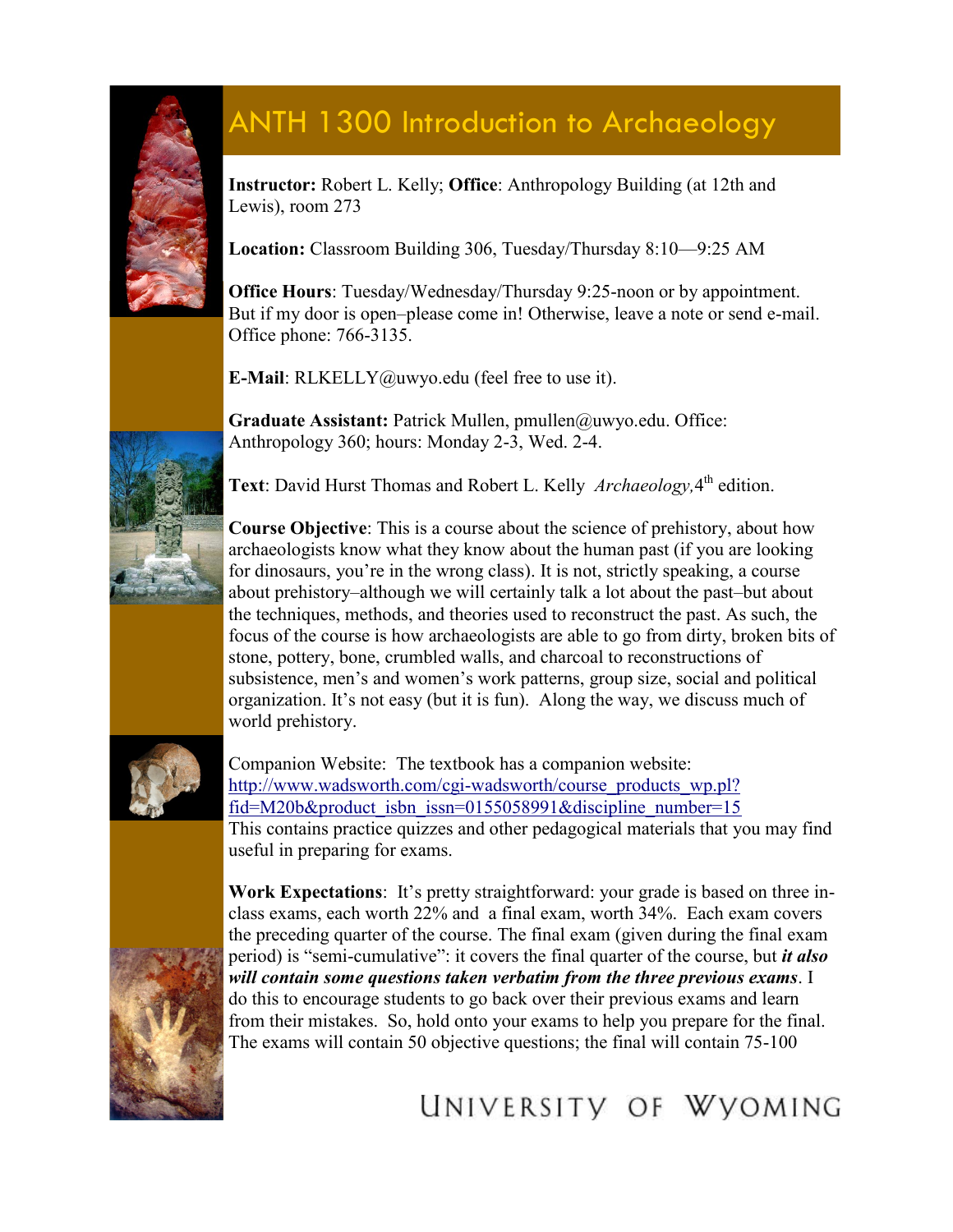# ANTH 1300 Introduction to Archaeology

**Instructor:** Robert L. Kelly; **Office**: Anthropology Building (at 12th and Lewis), room 273

**Location:** Classroom Building 306, Tuesday/Thursday 8:10—9:25 AM

**Office Hours**: Tuesday/Wednesday/Thursday 9:25-noon or by appointment. But if my door is open–please come in! Otherwise, leave a note or send e-mail. Office phone: 766-3135.

**E-Mail**: RLKELLY@uwyo.edu (feel free to use it).

**Graduate Assistant:** Patrick Mullen, pmullen@uwyo.edu. Office: Anthropology 360; hours: Monday 2-3, Wed. 2-4.

**Text**: David Hurst Thomas and Robert L. Kelly *Archaeology,* 4th edition.

**Course Objective**: This is a course about the science of prehistory, about how archaeologists know what they know about the human past (if you are looking for dinosaurs, you're in the wrong class). It is not, strictly speaking, a course about prehistory–although we will certainly talk a lot about the past–but about the techniques, methods, and theories used to reconstruct the past. As such, the focus of the course is how archaeologists are able to go from dirty, broken bits of stone, pottery, bone, crumbled walls, and charcoal to reconstructions of subsistence, men's and women's work patterns, group size, social and political organization. It's not easy (but it is fun). Along the way, we discuss much of world prehistory.

Companion Website: The textbook has a companion website: [http://www.wadsworth.com/cgi-wadsworth/course_products_wp.pl?fid=M20b&product_isbn_issn=0155058991&discipline_number=15](http://www.wadsworth.com/cgi-wadsworth/course_products_wp.pl?fid=M20b&product_isbn_issn=0155058991&discipline_number=15)
This contains practice quizzes and other pedagogical materials that you may find useful in preparing for exams.

**Work Expectations**: It's pretty straightforward: your grade is based on three in-class exams, each worth 22% and a final exam, worth 34%. Each exam covers the preceding quarter of the course. The final exam (given during the final exam period) is "semi-cumulative": it covers the final quarter of the course, but ***it also will contain some questions taken verbatim from the three previous exams***. I do this to encourage students to go back over their previous exams and learn from their mistakes. So, hold onto your exams to help you prepare for the final. The exams will contain 50 objective questions; the final will contain 75-100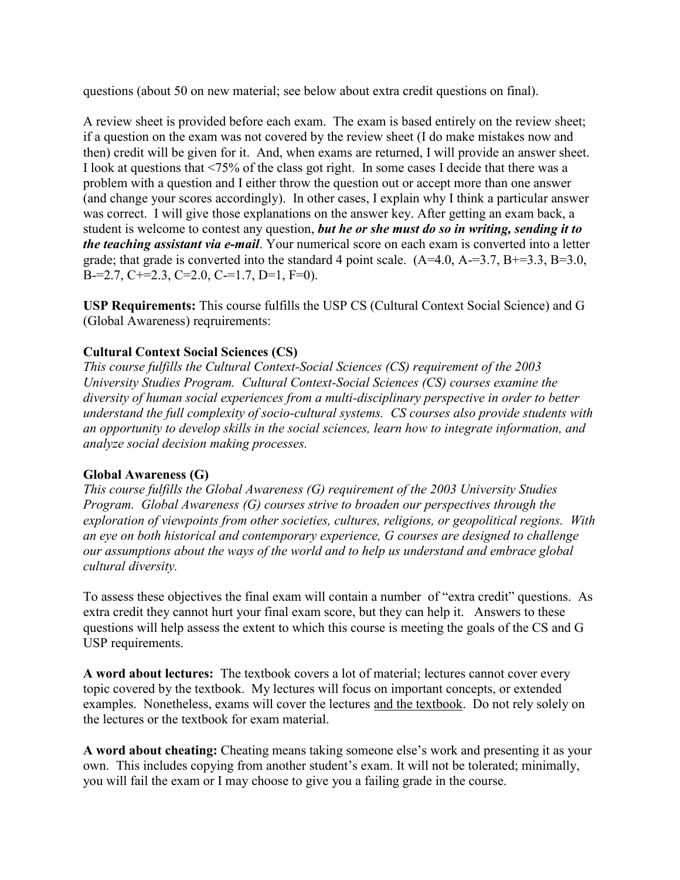questions (about 50 on new material; see below about extra credit questions on final).

A review sheet is provided before each exam. The exam is based entirely on the review sheet; if a question on the exam was not covered by the review sheet (I do make mistakes now and then) credit will be given for it. And, when exams are returned, I will provide an answer sheet. I look at questions that <75% of the class got right. In some cases I decide that there was a problem with a question and I either throw the question out or accept more than one answer (and change your scores accordingly). In other cases, I explain why I think a particular answer was correct. I will give those explanations on the answer key. After getting an exam back, a student is welcome to contest any question, ***but he or she must do so in writing, sending it to the teaching assistant via e-mail***. Your numerical score on each exam is converted into a letter grade; that grade is converted into the standard 4 point scale. (A=4.0, A-=3.7, B+=3.3, B=3.0, B-=2.7, C+=2.3, C=2.0, C-=1.7, D=1, F=0).

**USP Requirements:** This course fulfills the USP CS (Cultural Context Social Science) and G (Global Awareness) reqruirements:

**Cultural Context Social Sciences (CS)**

*This course fulfills the Cultural Context-Social Sciences (CS) requirement of the 2003 University Studies Program. Cultural Context-Social Sciences (CS) courses examine the diversity of human social experiences from a multi-disciplinary perspective in order to better understand the full complexity of socio-cultural systems. CS courses also provide students with an opportunity to develop skills in the social sciences, learn how to integrate information, and analyze social decision making processes.*

**Global Awareness (G)**

*This course fulfills the Global Awareness (G) requirement of the 2003 University Studies Program. Global Awareness (G) courses strive to broaden our perspectives through the exploration of viewpoints from other societies, cultures, religions, or geopolitical regions. With an eye on both historical and contemporary experience, G courses are designed to challenge our assumptions about the ways of the world and to help us understand and embrace global cultural diversity.*

To assess these objectives the final exam will contain a number of "extra credit" questions. As extra credit they cannot hurt your final exam score, but they can help it. Answers to these questions will help assess the extent to which this course is meeting the goals of the CS and G USP requirements.

**A word about lectures:** The textbook covers a lot of material; lectures cannot cover every topic covered by the textbook. My lectures will focus on important concepts, or extended examples. Nonetheless, exams will cover the lectures <u>and the textbook</u>. Do not rely solely on the lectures or the textbook for exam material.

**A word about cheating:** Cheating means taking someone else's work and presenting it as your own. This includes copying from another student's exam. It will not be tolerated; minimally, you will fail the exam or I may choose to give you a failing grade in the course.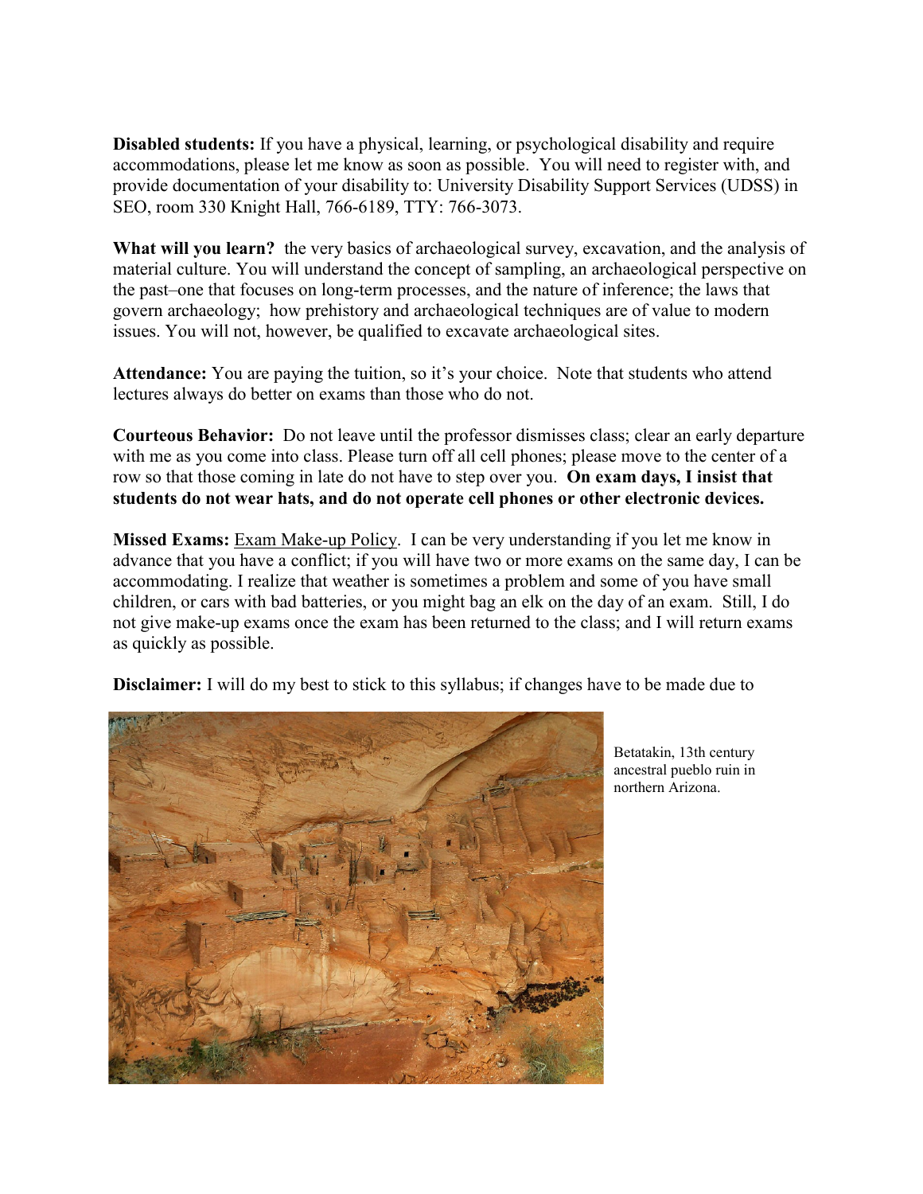**Disabled students:** If you have a physical, learning, or psychological disability and require accommodations, please let me know as soon as possible. You will need to register with, and provide documentation of your disability to: University Disability Support Services (UDSS) in SEO, room 330 Knight Hall, 766-6189, TTY: 766-3073.

**What will you learn?** the very basics of archaeological survey, excavation, and the analysis of material culture. You will understand the concept of sampling, an archaeological perspective on the past–one that focuses on long-term processes, and the nature of inference; the laws that govern archaeology; how prehistory and archaeological techniques are of value to modern issues. You will not, however, be qualified to excavate archaeological sites.

**Attendance:** You are paying the tuition, so it's your choice. Note that students who attend lectures always do better on exams than those who do not.

**Courteous Behavior:** Do not leave until the professor dismisses class; clear an early departure with me as you come into class. Please turn off all cell phones; please move to the center of a row so that those coming in late do not have to step over you. **On exam days, I insist that students do not wear hats, and do not operate cell phones or other electronic devices.**

**Missed Exams:** Exam Make-up Policy. I can be very understanding if you let me know in advance that you have a conflict; if you will have two or more exams on the same day, I can be accommodating. I realize that weather is sometimes a problem and some of you have small children, or cars with bad batteries, or you might bag an elk on the day of an exam. Still, I do not give make-up exams once the exam has been returned to the class; and I will return exams as quickly as possible.

**Disclaimer:** I will do my best to stick to this syllabus; if changes have to be made due to

Betatakin, 13th century ancestral pueblo ruin in northern Arizona.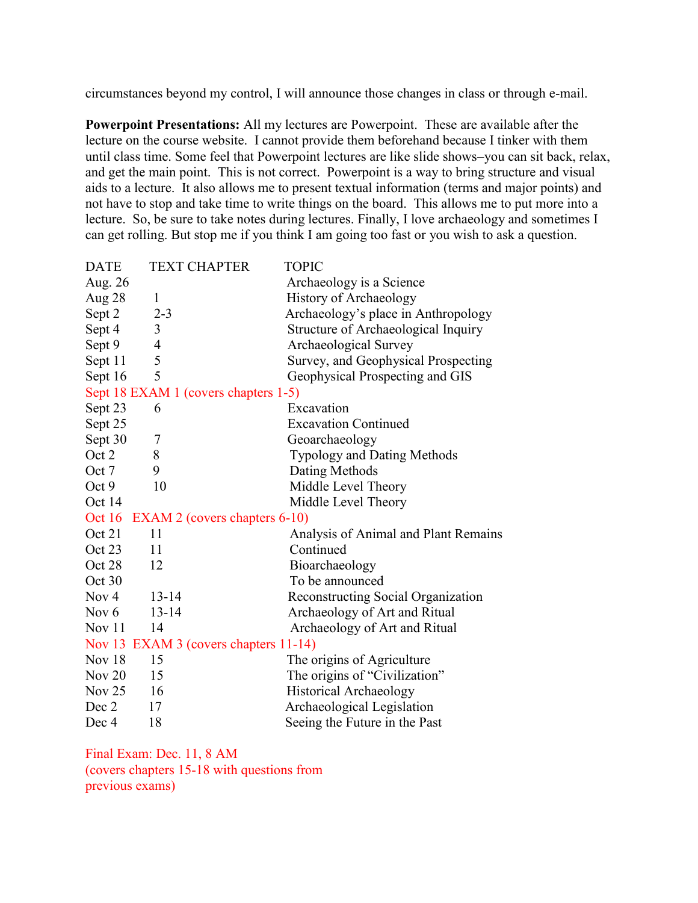circumstances beyond my control, I will announce those changes in class or through e-mail.

**Powerpoint Presentations:** All my lectures are Powerpoint. These are available after the lecture on the course website. I cannot provide them beforehand because I tinker with them until class time. Some feel that Powerpoint lectures are like slide shows–you can sit back, relax, and get the main point. This is not correct. Powerpoint is a way to bring structure and visual aids to a lecture. It also allows me to present textual information (terms and major points) and not have to stop and take time to write things on the board. This allows me to put more into a lecture. So, be sure to take notes during lectures. Finally, I love archaeology and sometimes I can get rolling. But stop me if you think I am going too fast or you wish to ask a question.

| DATE | TEXT CHAPTER | TOPIC |
|---|---|---|
| Aug. 26 | | Archaeology is a Science |
| Aug 28 | 1 | History of Archaeology |
| Sept 2 | 2-3 | Archaeology's place in Anthropology |
| Sept 4 | 3 | Structure of Archaeological Inquiry |
| Sept 9 | 4 | Archaeological Survey |
| Sept 11 | 5 | Survey, and Geophysical Prospecting |
| Sept 16 | 5 | Geophysical Prospecting and GIS |
| Sept 18 EXAM 1 (covers chapters 1-5) | | |
| Sept 23 | 6 | Excavation |
| Sept 25 | | Excavation Continued |
| Sept 30 | 7 | Geoarchaeology |
| Oct 2 | 8 | Typology and Dating Methods |
| Oct 7 | 9 | Dating Methods |
| Oct 9 | 10 | Middle Level Theory |
| Oct 14 | | Middle Level Theory |
| Oct 16 EXAM 2 (covers chapters 6-10) | | |
| Oct 21 | 11 | Analysis of Animal and Plant Remains |
| Oct 23 | 11 | Continued |
| Oct 28 | 12 | Bioarchaeology |
| Oct 30 | | To be announced |
| Nov 4 | 13-14 | Reconstructing Social Organization |
| Nov 6 | 13-14 | Archaeology of Art and Ritual |
| Nov 11 | 14 | Archaeology of Art and Ritual |
| Nov 13 EXAM 3 (covers chapters 11-14) | | |
| Nov 18 | 15 | The origins of Agriculture |
| Nov 20 | 15 | The origins of "Civilization" |
| Nov 25 | 16 | Historical Archaeology |
| Dec 2 | 17 | Archaeological Legislation |
| Dec 4 | 18 | Seeing the Future in the Past |

Final Exam: Dec. 11, 8 AM
(covers chapters 15-18 with questions from previous exams)